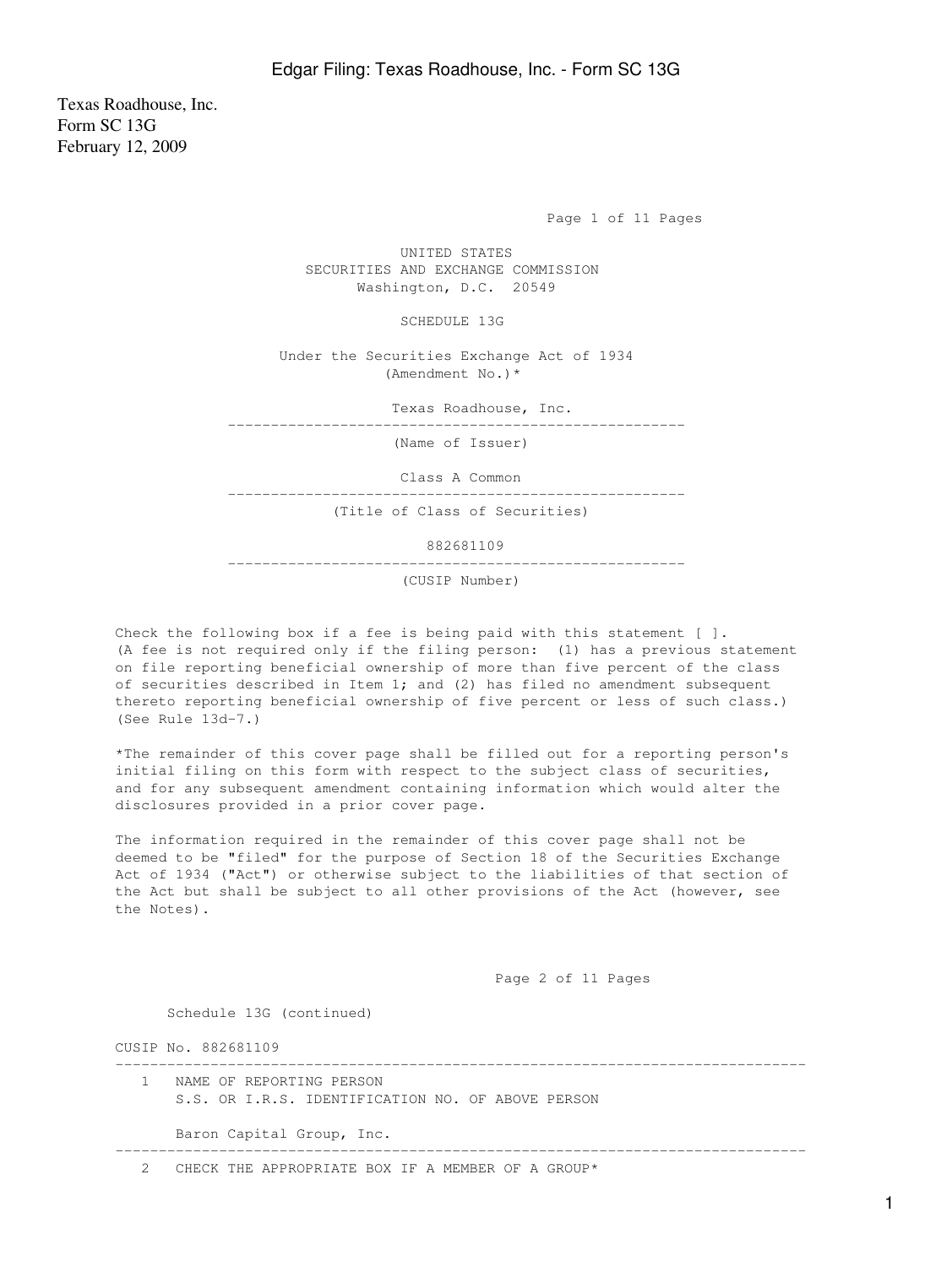Texas Roadhouse, Inc.
Form SC 13G
February 12, 2009

UNITED STATES
SECURITIES AND EXCHANGE COMMISSION
Washington, D.C. 20549

SCHEDULE 13G

Under the Securities Exchange Act of 1934
(Amendment No.)*

Texas Roadhouse, Inc.

(Name of Issuer)

Class A Common

(Title of Class of Securities)

882681109

(CUSIP Number)

Check the following box if a fee is being paid with this statement [ ]. (A fee is not required only if the filing person: (1) has a previous statement on file reporting beneficial ownership of more than five percent of the class of securities described in Item 1; and (2) has filed no amendment subsequent thereto reporting beneficial ownership of five percent or less of such class.) (See Rule 13d-7.)

*The remainder of this cover page shall be filled out for a reporting person's initial filing on this form with respect to the subject class of securities, and for any subsequent amendment containing information which would alter the disclosures provided in a prior cover page.

The information required in the remainder of this cover page shall not be deemed to be "filed" for the purpose of Section 18 of the Securities Exchange Act of 1934 ("Act") or otherwise subject to the liabilities of that section of the Act but shall be subject to all other provisions of the Act (however, see the Notes).

Schedule 13G (continued)

CUSIP No. 882681109

1 NAME OF REPORTING PERSON
S.S. OR I.R.S. IDENTIFICATION NO. OF ABOVE PERSON

Baron Capital Group, Inc.

2 CHECK THE APPROPRIATE BOX IF A MEMBER OF A GROUP*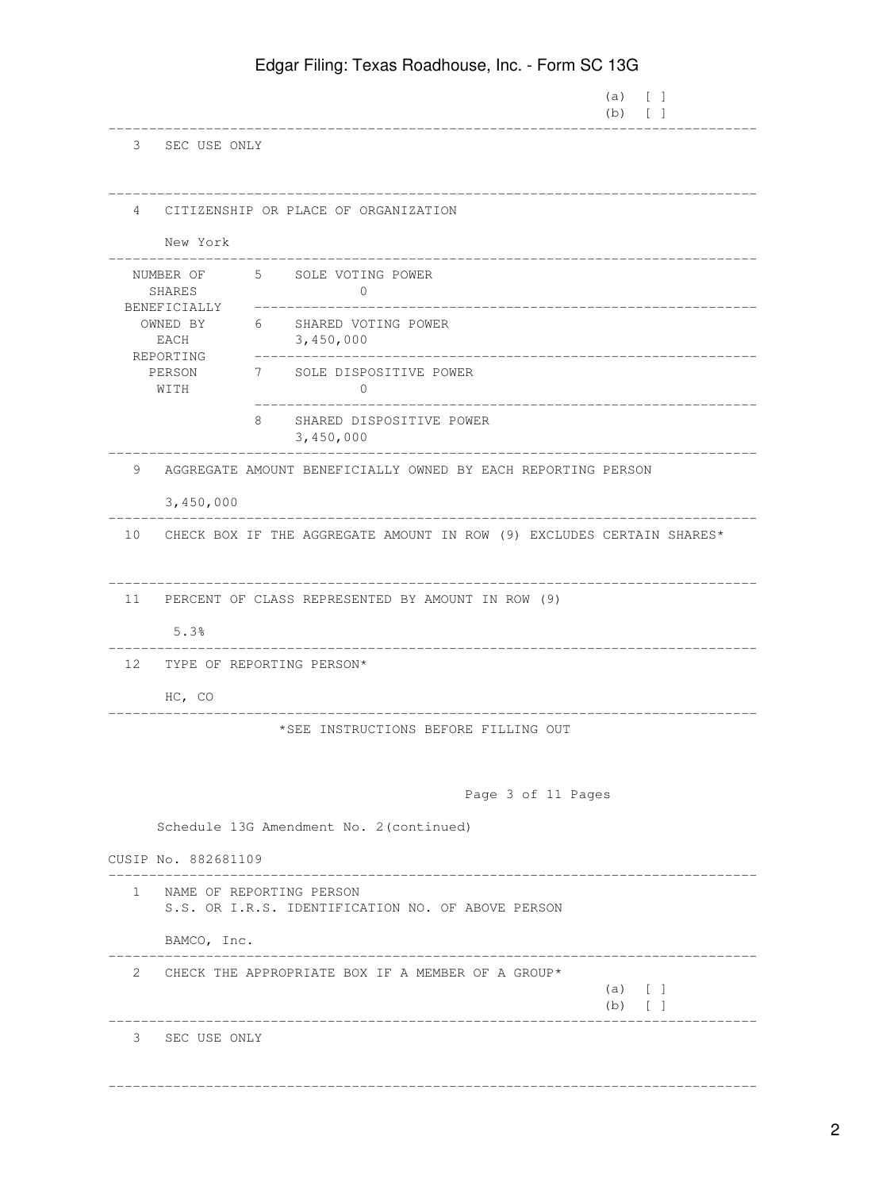(a) [ ]
(b) [ ]

| | | |
|---|---|---|
| 3 | SEC USE ONLY | |
| 4 | CITIZENSHIP OR PLACE OF ORGANIZATION<br><br>New York | |
| NUMBER OF SHARES BENEFICIALLY OWNED BY EACH REPORTING PERSON WITH | 5 SOLE VOTING POWER | 0 |
| | 6 SHARED VOTING POWER | 3,450,000 |
| | 7 SOLE DISPOSITIVE POWER | 0 |
| | 8 SHARED DISPOSITIVE POWER | 3,450,000 |
| 9 | AGGREGATE AMOUNT BENEFICIALLY OWNED BY EACH REPORTING PERSON<br><br>3,450,000 | |
| 10 | CHECK BOX IF THE AGGREGATE AMOUNT IN ROW (9) EXCLUDES CERTAIN SHARES* | |
| 11 | PERCENT OF CLASS REPRESENTED BY AMOUNT IN ROW (9)<br><br>5.3% | |
| 12 | TYPE OF REPORTING PERSON*<br><br>HC, CO | |

*SEE INSTRUCTIONS BEFORE FILLING OUT

Page 3 of 11 Pages

Schedule 13G Amendment No. 2(continued)

CUSIP No. 882681109

| | |
|---|---|
| 1 | NAME OF REPORTING PERSON<br>S.S. OR I.R.S. IDENTIFICATION NO. OF ABOVE PERSON<br><br>BAMCO, Inc. |
| 2 | CHECK THE APPROPRIATE BOX IF A MEMBER OF A GROUP*<br>(a) [ ]<br>(b) [ ] |
| 3 | SEC USE ONLY |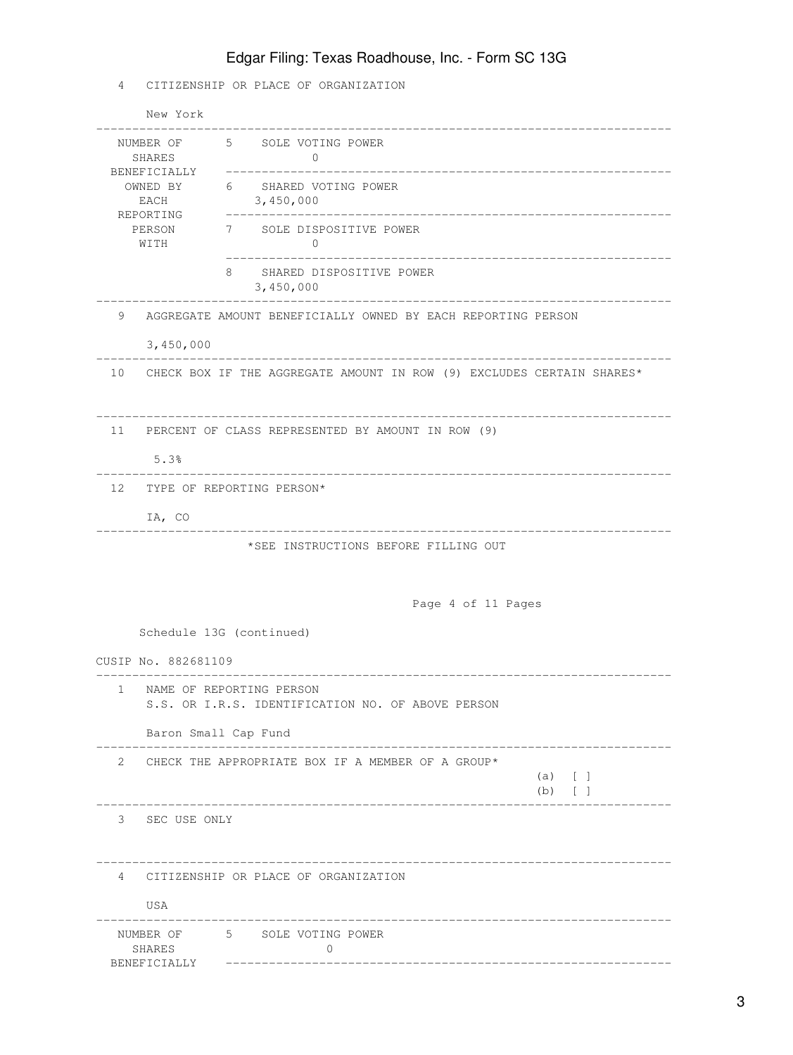4 CITIZENSHIP OR PLACE OF ORGANIZATION

New York

| NUMBER OF SHARES BENEFICIALLY OWNED BY EACH REPORTING PERSON WITH | | |
|---|---|---|
| | 5 SOLE VOTING POWER | 0 |
| | 6 SHARED VOTING POWER | 3,450,000 |
| | 7 SOLE DISPOSITIVE POWER | 0 |
| | 8 SHARED DISPOSITIVE POWER | 3,450,000 |

9 AGGREGATE AMOUNT BENEFICIALLY OWNED BY EACH REPORTING PERSON

3,450,000

10 CHECK BOX IF THE AGGREGATE AMOUNT IN ROW (9) EXCLUDES CERTAIN SHARES*

11 PERCENT OF CLASS REPRESENTED BY AMOUNT IN ROW (9)

5.3%

12 TYPE OF REPORTING PERSON*

IA, CO

*SEE INSTRUCTIONS BEFORE FILLING OUT

Schedule 13G (continued)

CUSIP No. 882681109

1 NAME OF REPORTING PERSON
S.S. OR I.R.S. IDENTIFICATION NO. OF ABOVE PERSON

Baron Small Cap Fund

2 CHECK THE APPROPRIATE BOX IF A MEMBER OF A GROUP*
(a) [ ]
(b) [ ]

3 SEC USE ONLY

4 CITIZENSHIP OR PLACE OF ORGANIZATION

USA

| NUMBER OF SHARES BENEFICIALLY | | |
|---|---|---|
| | 5 SOLE VOTING POWER | 0 |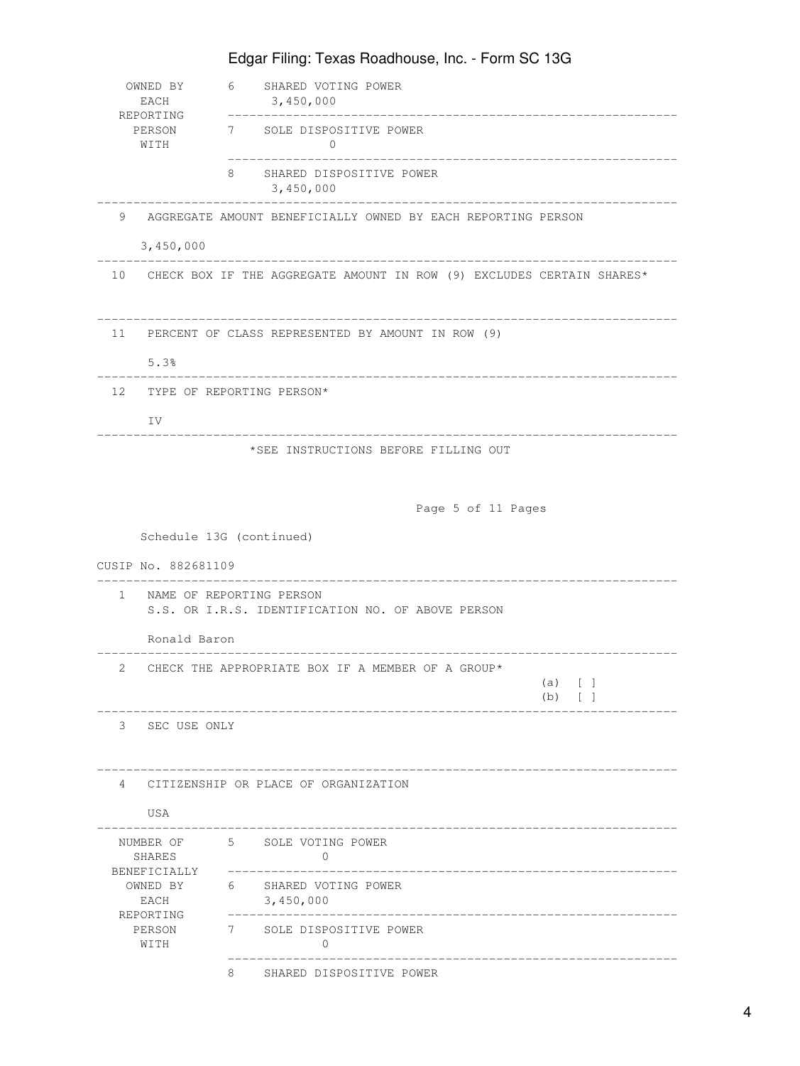| | | |
|---|---|---|
| OWNED BY EACH REPORTING PERSON WITH | 6 | SHARED VOTING POWER 3,450,000 |
| | 7 | SOLE DISPOSITIVE POWER 0 |
| | 8 | SHARED DISPOSITIVE POWER 3,450,000 |

9 AGGREGATE AMOUNT BENEFICIALLY OWNED BY EACH REPORTING PERSON

3,450,000

10 CHECK BOX IF THE AGGREGATE AMOUNT IN ROW (9) EXCLUDES CERTAIN SHARES*

11 PERCENT OF CLASS REPRESENTED BY AMOUNT IN ROW (9)

5.3%

12 TYPE OF REPORTING PERSON*

IV

*SEE INSTRUCTIONS BEFORE FILLING OUT

Page 5 of 11 Pages

Schedule 13G (continued)

CUSIP No. 882681109

1 NAME OF REPORTING PERSON
S.S. OR I.R.S. IDENTIFICATION NO. OF ABOVE PERSON

Ronald Baron

2 CHECK THE APPROPRIATE BOX IF A MEMBER OF A GROUP*
(a) [ ]
(b) [ ]

3 SEC USE ONLY

4 CITIZENSHIP OR PLACE OF ORGANIZATION

USA

| | | |
|---|---|---|
| NUMBER OF SHARES BENEFICIALLY OWNED BY EACH REPORTING PERSON WITH | 5 | SOLE VOTING POWER 0 |
| | 6 | SHARED VOTING POWER 3,450,000 |
| | 7 | SOLE DISPOSITIVE POWER 0 |
| | 8 | SHARED DISPOSITIVE POWER |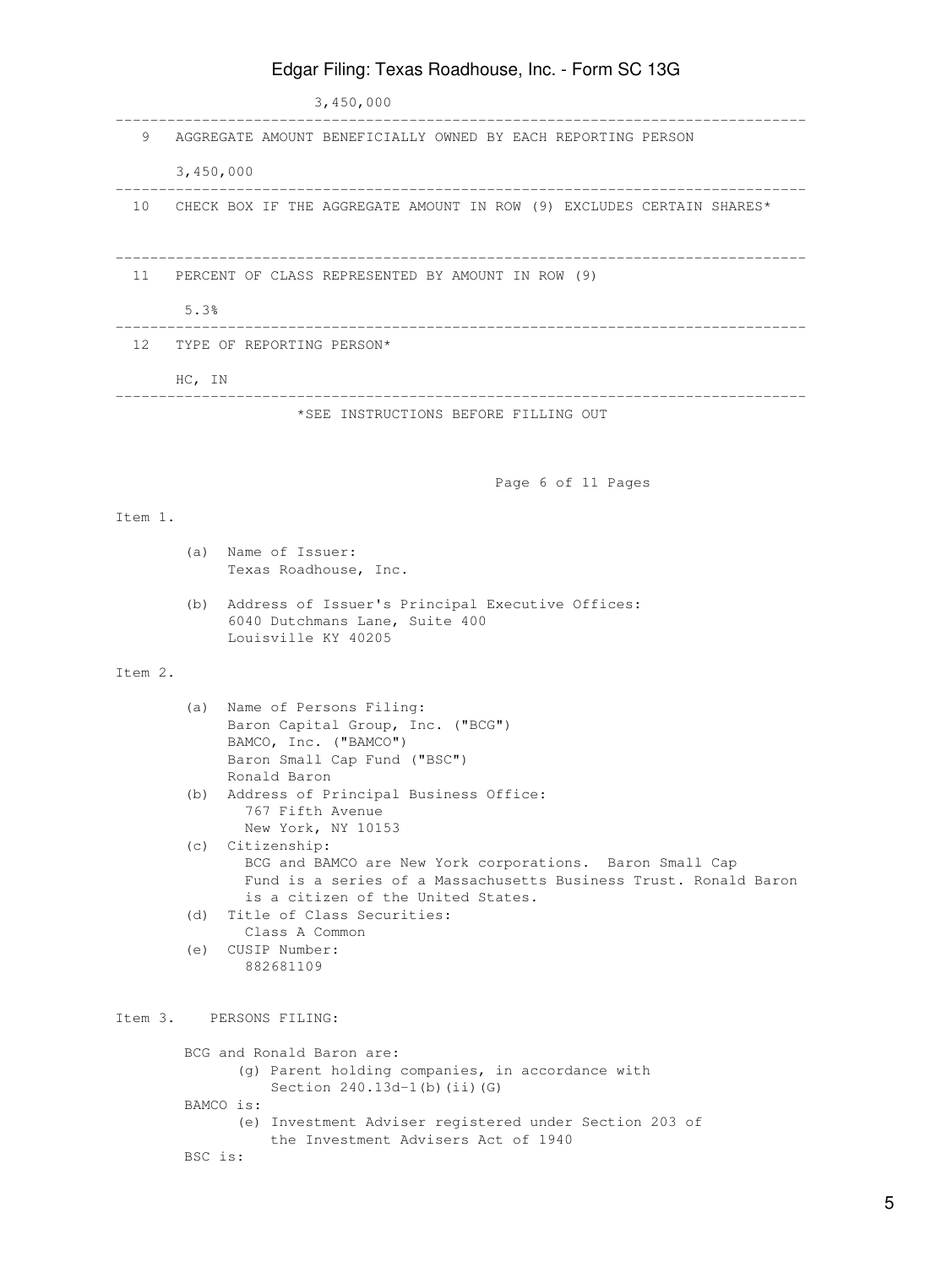3,450,000

---

9 AGGREGATE AMOUNT BENEFICIALLY OWNED BY EACH REPORTING PERSON

3,450,000

---

10 CHECK BOX IF THE AGGREGATE AMOUNT IN ROW (9) EXCLUDES CERTAIN SHARES*

---

11 PERCENT OF CLASS REPRESENTED BY AMOUNT IN ROW (9)

5.3%

---

12 TYPE OF REPORTING PERSON*

HC, IN

---

*SEE INSTRUCTIONS BEFORE FILLING OUT

Page 6 of 11 Pages

Item 1.

(a) Name of Issuer:
Texas Roadhouse, Inc.

(b) Address of Issuer's Principal Executive Offices:
6040 Dutchmans Lane, Suite 400
Louisville KY 40205

Item 2.

(a) Name of Persons Filing:
Baron Capital Group, Inc. ("BCG")
BAMCO, Inc. ("BAMCO")
Baron Small Cap Fund ("BSC")
Ronald Baron

(b) Address of Principal Business Office:
767 Fifth Avenue
New York, NY 10153

(c) Citizenship:
BCG and BAMCO are New York corporations. Baron Small Cap Fund is a series of a Massachusetts Business Trust. Ronald Baron is a citizen of the United States.

(d) Title of Class Securities:
Class A Common

(e) CUSIP Number:
882681109

Item 3. PERSONS FILING:

BCG and Ronald Baron are:
(g) Parent holding companies, in accordance with Section 240.13d-1(b)(ii)(G)

BAMCO is:
(e) Investment Adviser registered under Section 203 of the Investment Advisers Act of 1940

BSC is: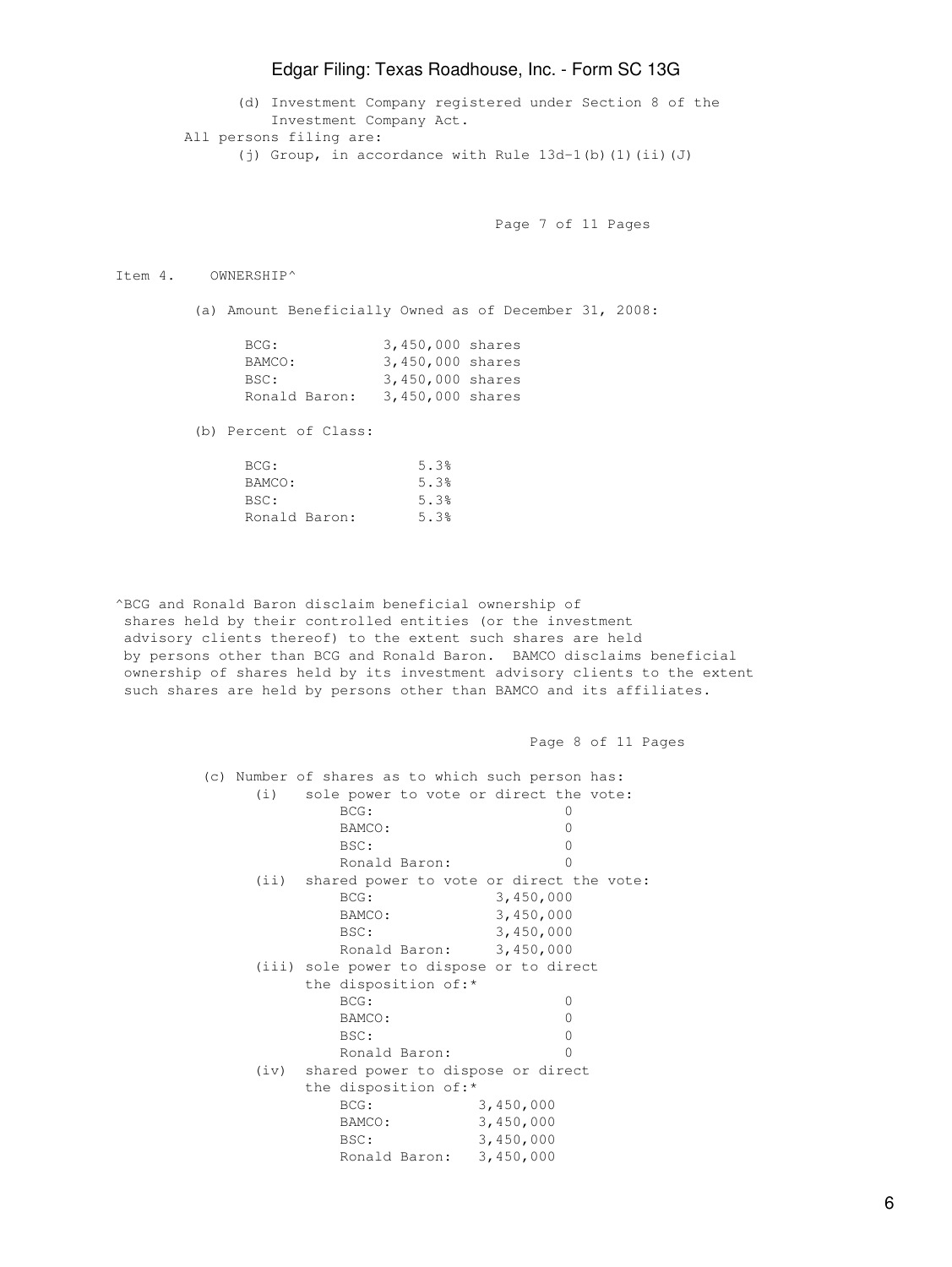(d) Investment Company registered under Section 8 of the Investment Company Act.

All persons filing are:

(j) Group, in accordance with Rule 13d-1(b)(1)(ii)(J)

Item 4. OWNERSHIP^

(a) Amount Beneficially Owned as of December 31, 2008:

| | |
|---|---|
| BCG: | 3,450,000 shares |
| BAMCO: | 3,450,000 shares |
| BSC: | 3,450,000 shares |
| Ronald Baron: | 3,450,000 shares |

(b) Percent of Class:

| | |
|---|---|
| BCG: | 5.3% |
| BAMCO: | 5.3% |
| BSC: | 5.3% |
| Ronald Baron: | 5.3% |

^BCG and Ronald Baron disclaim beneficial ownership of shares held by their controlled entities (or the investment advisory clients thereof) to the extent such shares are held by persons other than BCG and Ronald Baron. BAMCO disclaims beneficial ownership of shares held by its investment advisory clients to the extent such shares are held by persons other than BAMCO and its affiliates.

(c) Number of shares as to which such person has:

(i) sole power to vote or direct the vote:

| | |
|---|---|
| BCG: | 0 |
| BAMCO: | 0 |
| BSC: | 0 |
| Ronald Baron: | 0 |

(ii) shared power to vote or direct the vote:

| | |
|---|---|
| BCG: | 3,450,000 |
| BAMCO: | 3,450,000 |
| BSC: | 3,450,000 |
| Ronald Baron: | 3,450,000 |

(iii) sole power to dispose or to direct the disposition of:*

| | |
|---|---|
| BCG: | 0 |
| BAMCO: | 0 |
| BSC: | 0 |
| Ronald Baron: | 0 |

(iv) shared power to dispose or direct the disposition of:*

| | |
|---|---|
| BCG: | 3,450,000 |
| BAMCO: | 3,450,000 |
| BSC: | 3,450,000 |
| Ronald Baron: | 3,450,000 |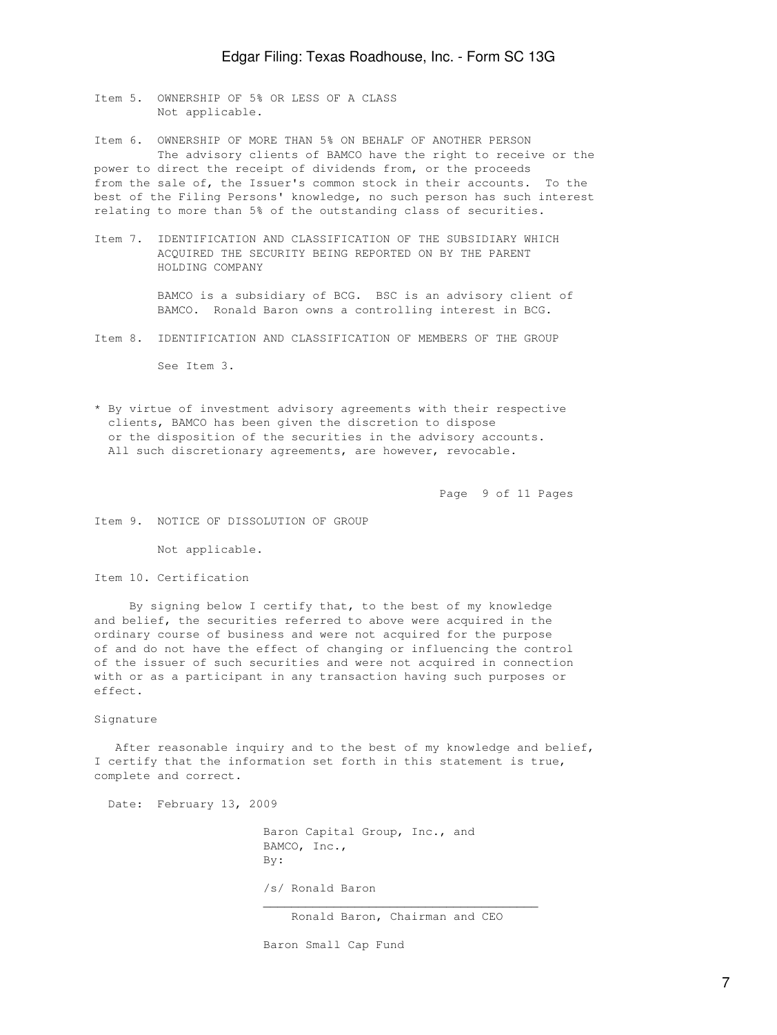Item 5. OWNERSHIP OF 5% OR LESS OF A CLASS

Not applicable.

Item 6. OWNERSHIP OF MORE THAN 5% ON BEHALF OF ANOTHER PERSON

The advisory clients of BAMCO have the right to receive or the power to direct the receipt of dividends from, or the proceeds from the sale of, the Issuer's common stock in their accounts. To the best of the Filing Persons' knowledge, no such person has such interest relating to more than 5% of the outstanding class of securities.

Item 7. IDENTIFICATION AND CLASSIFICATION OF THE SUBSIDIARY WHICH ACQUIRED THE SECURITY BEING REPORTED ON BY THE PARENT HOLDING COMPANY

BAMCO is a subsidiary of BCG. BSC is an advisory client of BAMCO. Ronald Baron owns a controlling interest in BCG.

Item 8. IDENTIFICATION AND CLASSIFICATION OF MEMBERS OF THE GROUP

See Item 3.

* By virtue of investment advisory agreements with their respective clients, BAMCO has been given the discretion to dispose or the disposition of the securities in the advisory accounts. All such discretionary agreements, are however, revocable.

Item 9. NOTICE OF DISSOLUTION OF GROUP

Not applicable.

Item 10. Certification

By signing below I certify that, to the best of my knowledge and belief, the securities referred to above were acquired in the ordinary course of business and were not acquired for the purpose of and do not have the effect of changing or influencing the control of the issuer of such securities and were not acquired in connection with or as a participant in any transaction having such purposes or effect.

Signature

After reasonable inquiry and to the best of my knowledge and belief, I certify that the information set forth in this statement is true, complete and correct.

Date: February 13, 2009

Baron Capital Group, Inc., and
BAMCO, Inc.,
By:

/s/ Ronald Baron
________________________________________
Ronald Baron, Chairman and CEO

Baron Small Cap Fund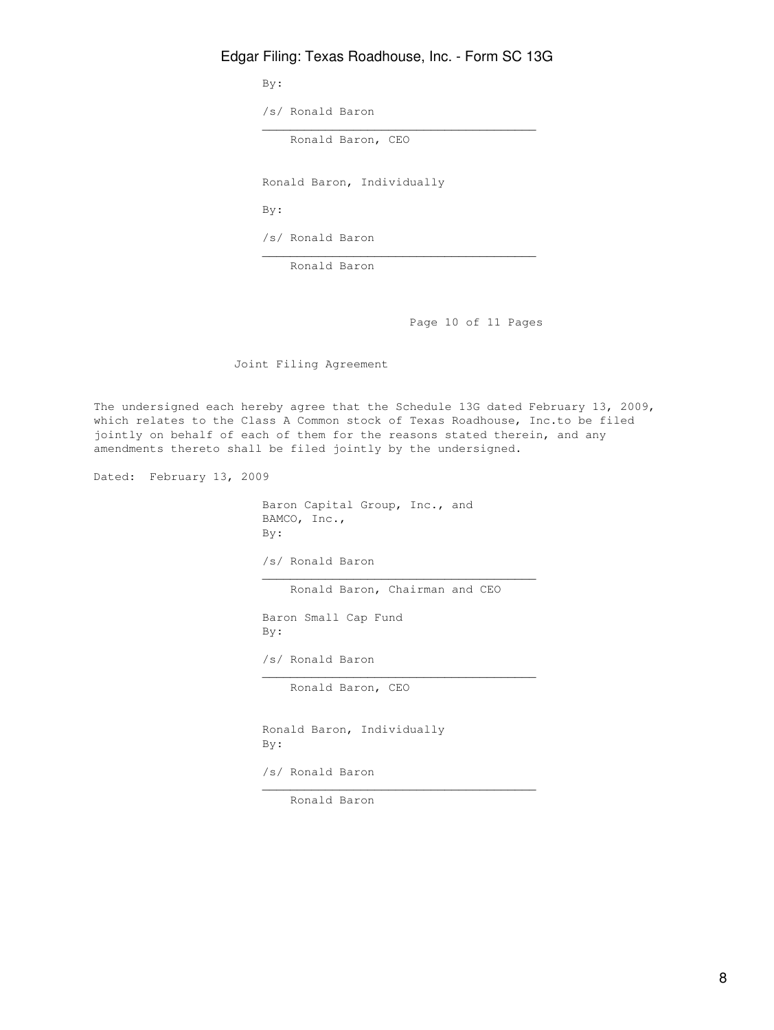By:

/s/ Ronald Baron

\_\_\_\_\_\_\_\_\_\_\_\_\_\_\_\_\_\_\_\_\_\_\_\_\_\_\_\_\_\_\_\_\_\_\_\_\_\_\_

Ronald Baron, CEO

Ronald Baron, Individually

By:

/s/ Ronald Baron

\_\_\_\_\_\_\_\_\_\_\_\_\_\_\_\_\_\_\_\_\_\_\_\_\_\_\_\_\_\_\_\_\_\_\_\_\_\_\_

Ronald Baron

## Joint Filing Agreement

The undersigned each hereby agree that the Schedule 13G dated February 13, 2009, which relates to the Class A Common stock of Texas Roadhouse, Inc.to be filed jointly on behalf of each of them for the reasons stated therein, and any amendments thereto shall be filed jointly by the undersigned.

Dated: February 13, 2009

Baron Capital Group, Inc., and
BAMCO, Inc.,
By:

/s/ Ronald Baron

\_\_\_\_\_\_\_\_\_\_\_\_\_\_\_\_\_\_\_\_\_\_\_\_\_\_\_\_\_\_\_\_\_\_\_\_\_\_\_

Ronald Baron, Chairman and CEO

Baron Small Cap Fund
By:

/s/ Ronald Baron

\_\_\_\_\_\_\_\_\_\_\_\_\_\_\_\_\_\_\_\_\_\_\_\_\_\_\_\_\_\_\_\_\_\_\_\_\_\_\_

Ronald Baron, CEO

Ronald Baron, Individually
By:

/s/ Ronald Baron

\_\_\_\_\_\_\_\_\_\_\_\_\_\_\_\_\_\_\_\_\_\_\_\_\_\_\_\_\_\_\_\_\_\_\_\_\_\_\_

Ronald Baron